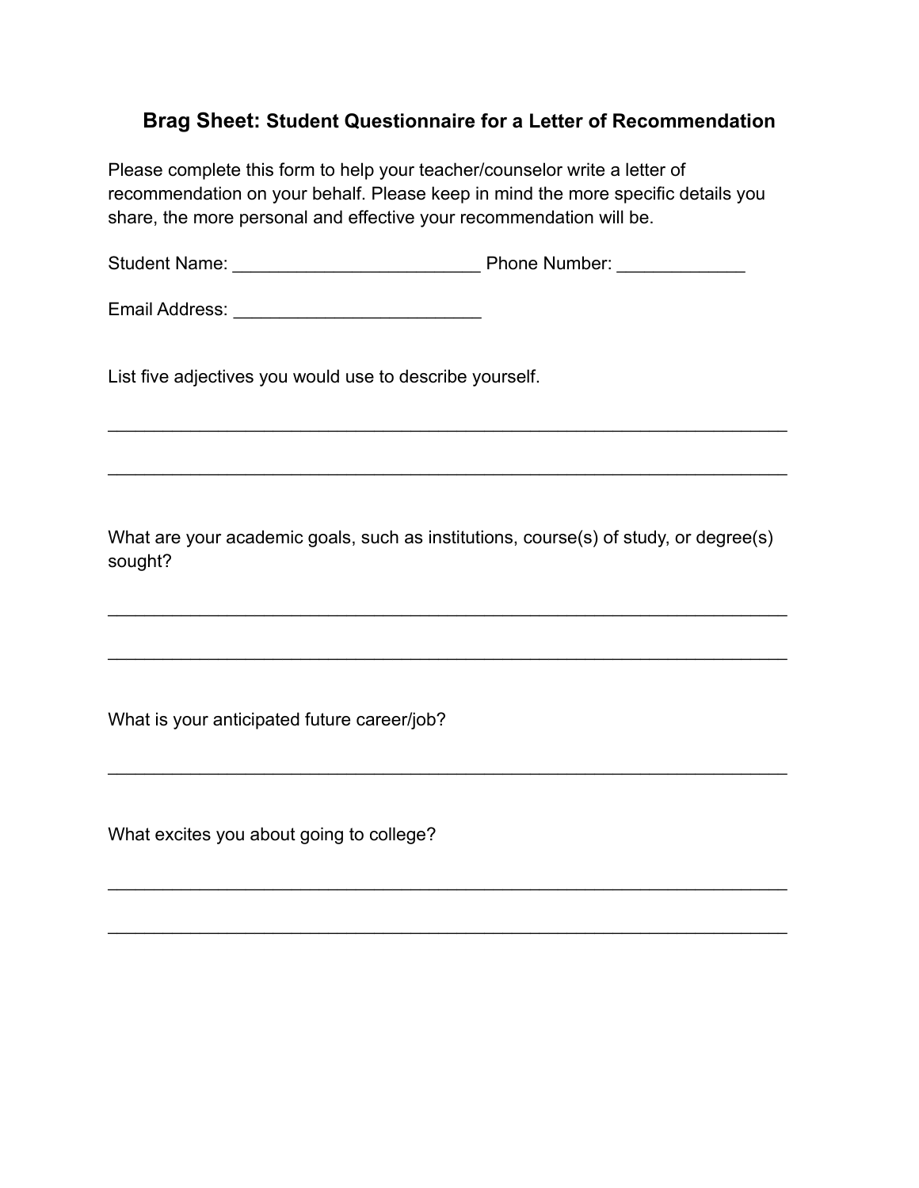# **Brag Sheet: Student Questionnaire for a Letter of Recommendation**

Please complete this form to help your teacher/counselor write a letter of recommendation on your behalf. Please keep in mind the more specific details you share, the more personal and effective your recommendation will be.

Student Name: _________________________ Phone Number: _____________

Email Address: _________________________

List five adjectives you would use to describe yourself.

____________________________________________________________________

____________________________________________________________________

What are your academic goals, such as institutions, course(s) of study, or degree(s) sought?

____________________________________________________________________

____________________________________________________________________

What is your anticipated future career/job?

____________________________________________________________________

What excites you about going to college?

____________________________________________________________________

____________________________________________________________________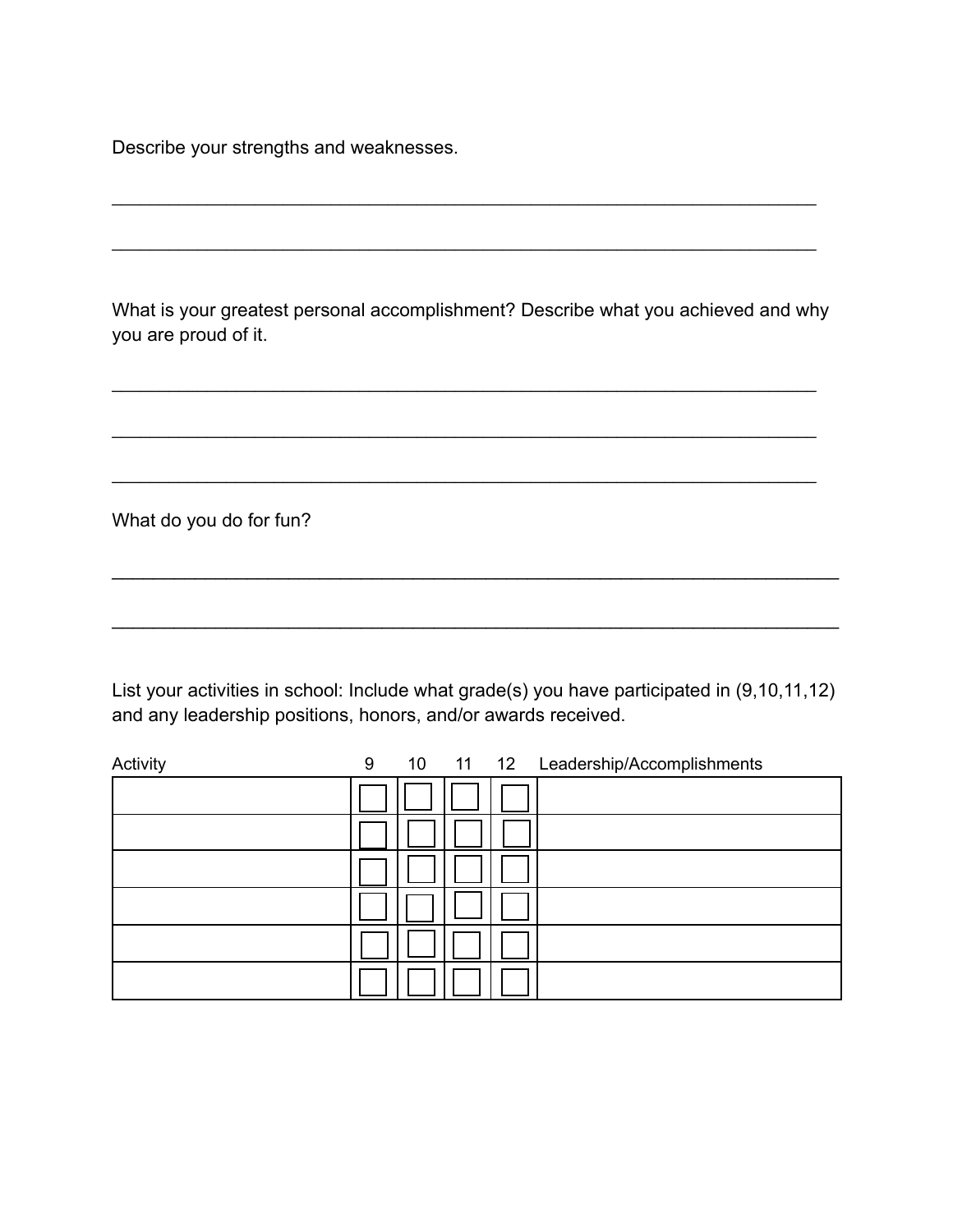Describe your strengths and weaknesses.

________________________________________________________________________

________________________________________________________________________

What is your greatest personal accomplishment? Describe what you achieved and why you are proud of it.

________________________________________________________________________

________________________________________________________________________

________________________________________________________________________

What do you do for fun?

________________________________________________________________________

________________________________________________________________________

List your activities in school: Include what grade(s) you have participated in (9,10,11,12) and any leadership positions, honors, and/or awards received.

| Activity | 9 | 10 | 11 | 12 | Leadership/Accomplishments |
|---|---|---|---|---|---|
| | ☐ | ☐ | ☐ | ☐ | |
| | ☐ | ☐ | ☐ | ☐ | |
| | ☐ | ☐ | ☐ | ☐ | |
| | ☐ | ☐ | ☐ | ☐ | |
| | ☐ | ☐ | ☐ | ☐ | |
| | ☐ | ☐ | ☐ | ☐ | |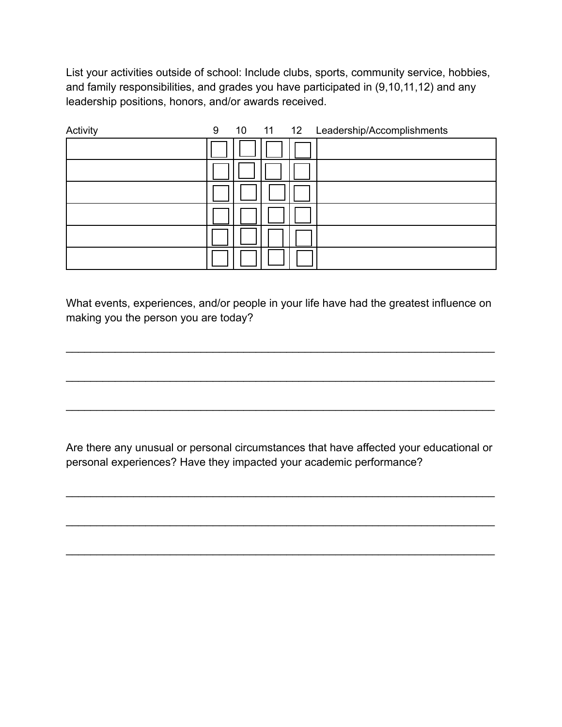List your activities outside of school: Include clubs, sports, community service, hobbies, and family responsibilities, and grades you have participated in (9,10,11,12) and any leadership positions, honors, and/or awards received.

| Activity | 9 | 10 | 11 | 12 | Leadership/Accomplishments |
|---|---|---|---|---|---|
| | ☐ | ☐ | ☐ | ☐ | |
| | ☐ | ☐ | ☐ | ☐ | |
| | ☐ | ☐ | ☐ | ☐ | |
| | ☐ | ☐ | ☐ | ☐ | |
| | ☐ | ☐ | ☐ | ☐ | |
| | ☐ | ☐ | ☐ | ☐ | |

What events, experiences, and/or people in your life have had the greatest influence on making you the person you are today?

______________________________________________________________________

______________________________________________________________________

______________________________________________________________________

Are there any unusual or personal circumstances that have affected your educational or personal experiences? Have they impacted your academic performance?

______________________________________________________________________

______________________________________________________________________

______________________________________________________________________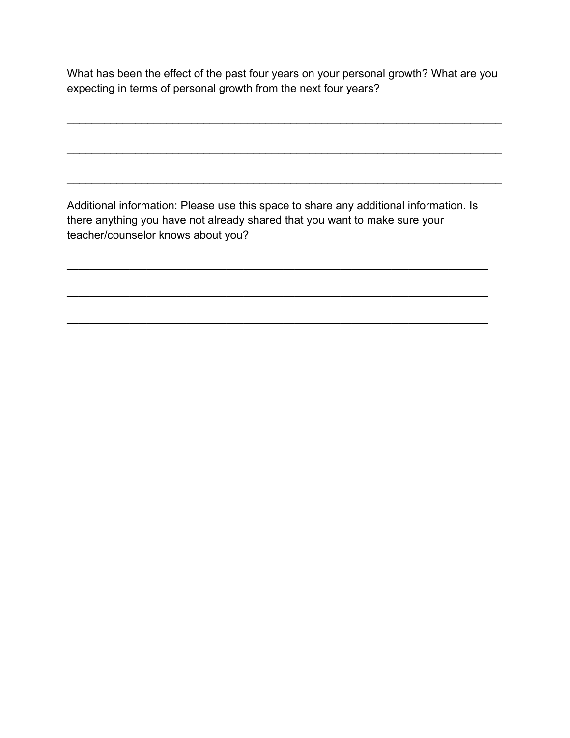What has been the effect of the past four years on your personal growth? What are you expecting in terms of personal growth from the next four years?

______________________________________________________________________

______________________________________________________________________

______________________________________________________________________

Additional information: Please use this space to share any additional information. Is there anything you have not already shared that you want to make sure your teacher/counselor knows about you?

_____________________________________________________________________

_____________________________________________________________________

_____________________________________________________________________